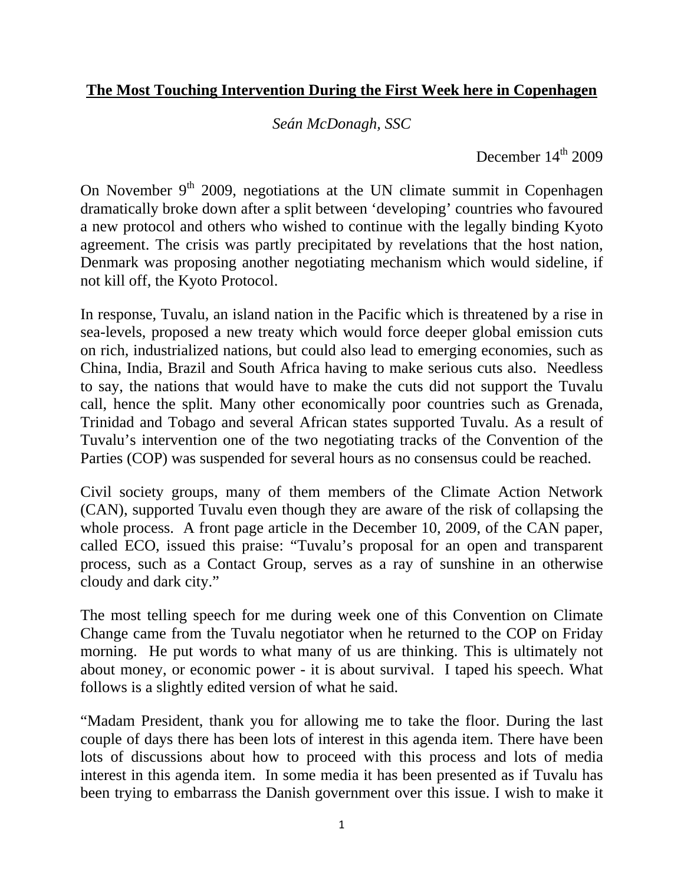**The Most Touching Intervention During the First Week here in Copenhagen**

*Seán McDonagh, SSC*

December 14th 2009

On November 9th 2009, negotiations at the UN climate summit in Copenhagen dramatically broke down after a split between 'developing' countries who favoured a new protocol and others who wished to continue with the legally binding Kyoto agreement. The crisis was partly precipitated by revelations that the host nation, Denmark was proposing another negotiating mechanism which would sideline, if not kill off, the Kyoto Protocol.

In response, Tuvalu, an island nation in the Pacific which is threatened by a rise in sea-levels, proposed a new treaty which would force deeper global emission cuts on rich, industrialized nations, but could also lead to emerging economies, such as China, India, Brazil and South Africa having to make serious cuts also. Needless to say, the nations that would have to make the cuts did not support the Tuvalu call, hence the split. Many other economically poor countries such as Grenada, Trinidad and Tobago and several African states supported Tuvalu. As a result of Tuvalu's intervention one of the two negotiating tracks of the Convention of the Parties (COP) was suspended for several hours as no consensus could be reached.

Civil society groups, many of them members of the Climate Action Network (CAN), supported Tuvalu even though they are aware of the risk of collapsing the whole process. A front page article in the December 10, 2009, of the CAN paper, called ECO, issued this praise: "Tuvalu's proposal for an open and transparent process, such as a Contact Group, serves as a ray of sunshine in an otherwise cloudy and dark city."

The most telling speech for me during week one of this Convention on Climate Change came from the Tuvalu negotiator when he returned to the COP on Friday morning. He put words to what many of us are thinking. This is ultimately not about money, or economic power - it is about survival. I taped his speech. What follows is a slightly edited version of what he said.

"Madam President, thank you for allowing me to take the floor. During the last couple of days there has been lots of interest in this agenda item. There have been lots of discussions about how to proceed with this process and lots of media interest in this agenda item. In some media it has been presented as if Tuvalu has been trying to embarrass the Danish government over this issue. I wish to make it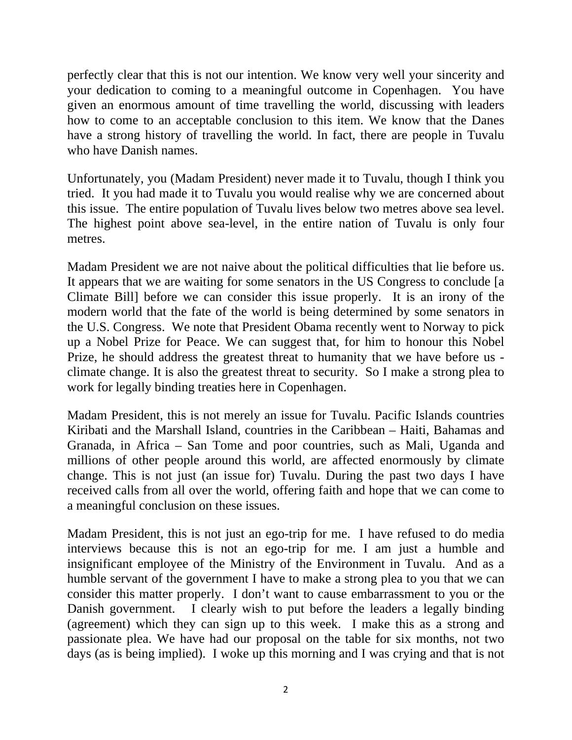perfectly clear that this is not our intention. We know very well your sincerity and your dedication to coming to a meaningful outcome in Copenhagen. You have given an enormous amount of time travelling the world, discussing with leaders how to come to an acceptable conclusion to this item. We know that the Danes have a strong history of travelling the world. In fact, there are people in Tuvalu who have Danish names.

Unfortunately, you (Madam President) never made it to Tuvalu, though I think you tried. It you had made it to Tuvalu you would realise why we are concerned about this issue. The entire population of Tuvalu lives below two metres above sea level. The highest point above sea-level, in the entire nation of Tuvalu is only four metres.

Madam President we are not naive about the political difficulties that lie before us. It appears that we are waiting for some senators in the US Congress to conclude [a Climate Bill] before we can consider this issue properly. It is an irony of the modern world that the fate of the world is being determined by some senators in the U.S. Congress. We note that President Obama recently went to Norway to pick up a Nobel Prize for Peace. We can suggest that, for him to honour this Nobel Prize, he should address the greatest threat to humanity that we have before us - climate change. It is also the greatest threat to security. So I make a strong plea to work for legally binding treaties here in Copenhagen.

Madam President, this is not merely an issue for Tuvalu. Pacific Islands countries Kiribati and the Marshall Island, countries in the Caribbean – Haiti, Bahamas and Granada, in Africa – San Tome and poor countries, such as Mali, Uganda and millions of other people around this world, are affected enormously by climate change. This is not just (an issue for) Tuvalu. During the past two days I have received calls from all over the world, offering faith and hope that we can come to a meaningful conclusion on these issues.

Madam President, this is not just an ego-trip for me. I have refused to do media interviews because this is not an ego-trip for me. I am just a humble and insignificant employee of the Ministry of the Environment in Tuvalu. And as a humble servant of the government I have to make a strong plea to you that we can consider this matter properly. I don't want to cause embarrassment to you or the Danish government. I clearly wish to put before the leaders a legally binding (agreement) which they can sign up to this week. I make this as a strong and passionate plea. We have had our proposal on the table for six months, not two days (as is being implied). I woke up this morning and I was crying and that is not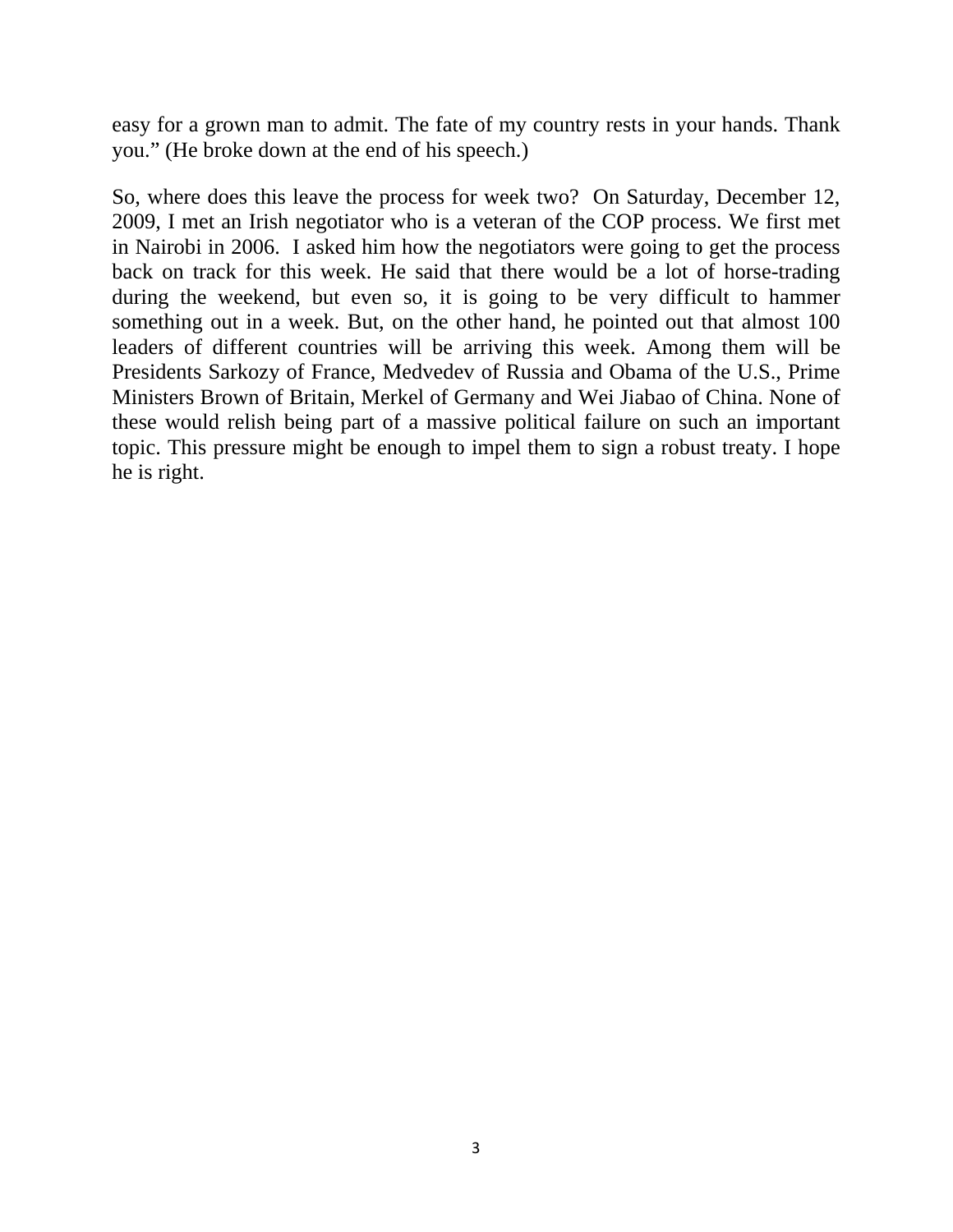easy for a grown man to admit. The fate of my country rests in your hands. Thank you." (He broke down at the end of his speech.)

So, where does this leave the process for week two? On Saturday, December 12, 2009, I met an Irish negotiator who is a veteran of the COP process. We first met in Nairobi in 2006. I asked him how the negotiators were going to get the process back on track for this week. He said that there would be a lot of horse-trading during the weekend, but even so, it is going to be very difficult to hammer something out in a week. But, on the other hand, he pointed out that almost 100 leaders of different countries will be arriving this week. Among them will be Presidents Sarkozy of France, Medvedev of Russia and Obama of the U.S., Prime Ministers Brown of Britain, Merkel of Germany and Wei Jiabao of China. None of these would relish being part of a massive political failure on such an important topic. This pressure might be enough to impel them to sign a robust treaty. I hope he is right.